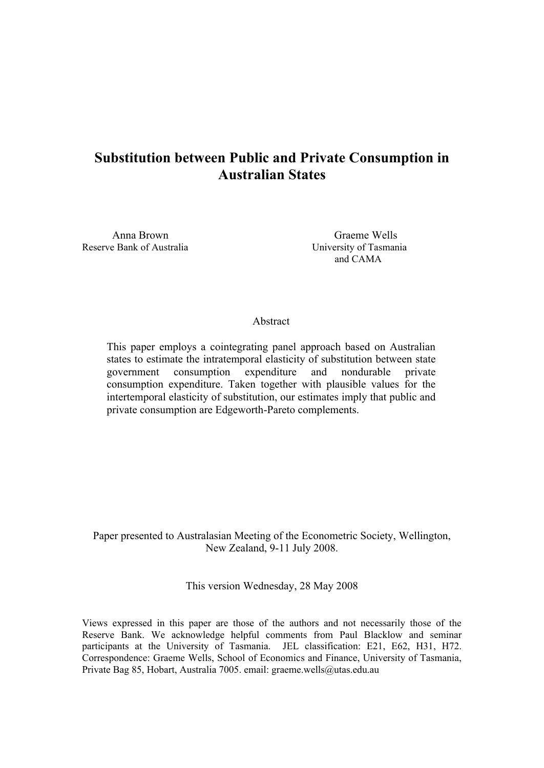# Substitution between Public and Private Consumption in Australian States

Anna Brown
Reserve Bank of Australia

Graeme Wells
University of Tasmania
and CAMA

## Abstract

This paper employs a cointegrating panel approach based on Australian states to estimate the intratemporal elasticity of substitution between state government consumption expenditure and nondurable private consumption expenditure. Taken together with plausible values for the intertemporal elasticity of substitution, our estimates imply that public and private consumption are Edgeworth-Pareto complements.

Paper presented to Australasian Meeting of the Econometric Society, Wellington, New Zealand, 9-11 July 2008.

This version Wednesday, 28 May 2008

Views expressed in this paper are those of the authors and not necessarily those of the Reserve Bank. We acknowledge helpful comments from Paul Blacklow and seminar participants at the University of Tasmania. JEL classification: E21, E62, H31, H72. Correspondence: Graeme Wells, School of Economics and Finance, University of Tasmania, Private Bag 85, Hobart, Australia 7005. email: graeme.wells@utas.edu.au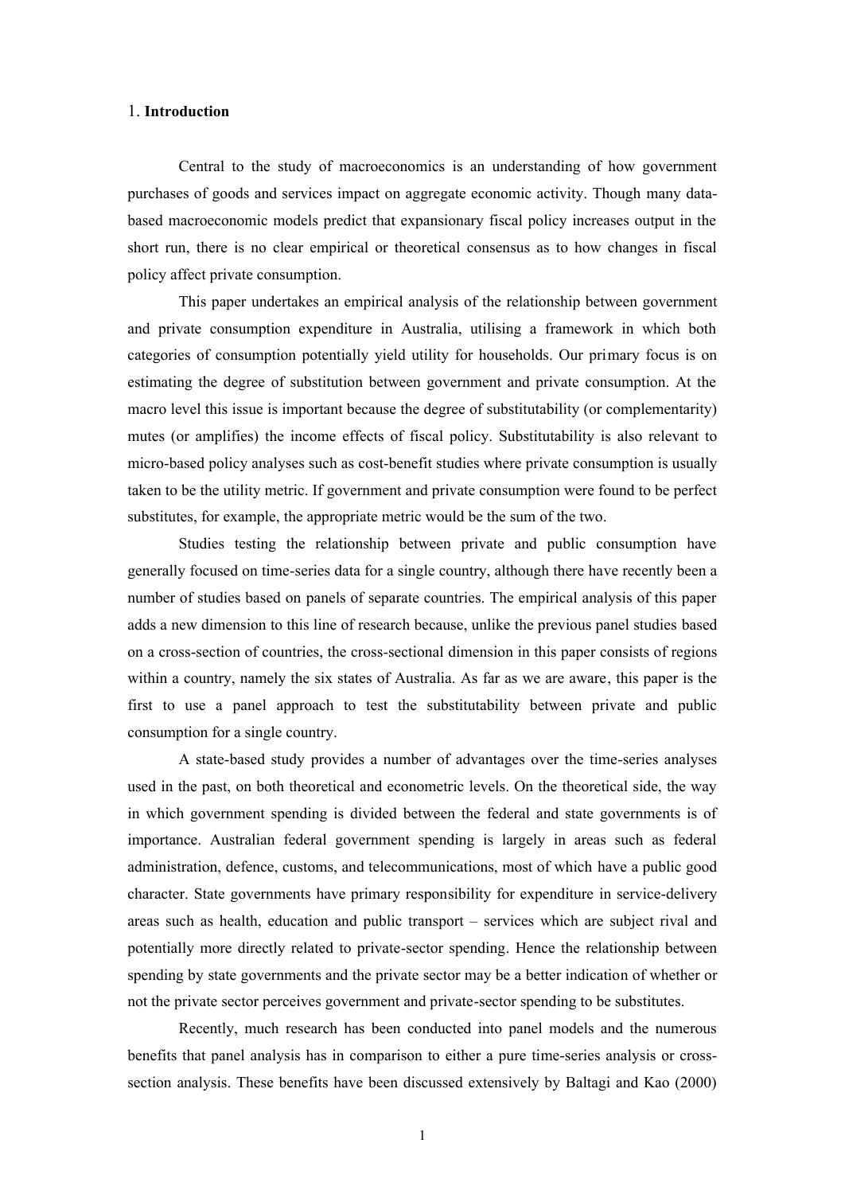## 1. Introduction

Central to the study of macroeconomics is an understanding of how government purchases of goods and services impact on aggregate economic activity. Though many data-based macroeconomic models predict that expansionary fiscal policy increases output in the short run, there is no clear empirical or theoretical consensus as to how changes in fiscal policy affect private consumption.

This paper undertakes an empirical analysis of the relationship between government and private consumption expenditure in Australia, utilising a framework in which both categories of consumption potentially yield utility for households. Our primary focus is on estimating the degree of substitution between government and private consumption. At the macro level this issue is important because the degree of substitutability (or complementarity) mutes (or amplifies) the income effects of fiscal policy. Substitutability is also relevant to micro-based policy analyses such as cost-benefit studies where private consumption is usually taken to be the utility metric. If government and private consumption were found to be perfect substitutes, for example, the appropriate metric would be the sum of the two.

Studies testing the relationship between private and public consumption have generally focused on time-series data for a single country, although there have recently been a number of studies based on panels of separate countries. The empirical analysis of this paper adds a new dimension to this line of research because, unlike the previous panel studies based on a cross-section of countries, the cross-sectional dimension in this paper consists of regions within a country, namely the six states of Australia. As far as we are aware, this paper is the first to use a panel approach to test the substitutability between private and public consumption for a single country.

A state-based study provides a number of advantages over the time-series analyses used in the past, on both theoretical and econometric levels. On the theoretical side, the way in which government spending is divided between the federal and state governments is of importance. Australian federal government spending is largely in areas such as federal administration, defence, customs, and telecommunications, most of which have a public good character. State governments have primary responsibility for expenditure in service-delivery areas such as health, education and public transport – services which are subject rival and potentially more directly related to private-sector spending. Hence the relationship between spending by state governments and the private sector may be a better indication of whether or not the private sector perceives government and private-sector spending to be substitutes.

Recently, much research has been conducted into panel models and the numerous benefits that panel analysis has in comparison to either a pure time-series analysis or cross-section analysis. These benefits have been discussed extensively by Baltagi and Kao (2000)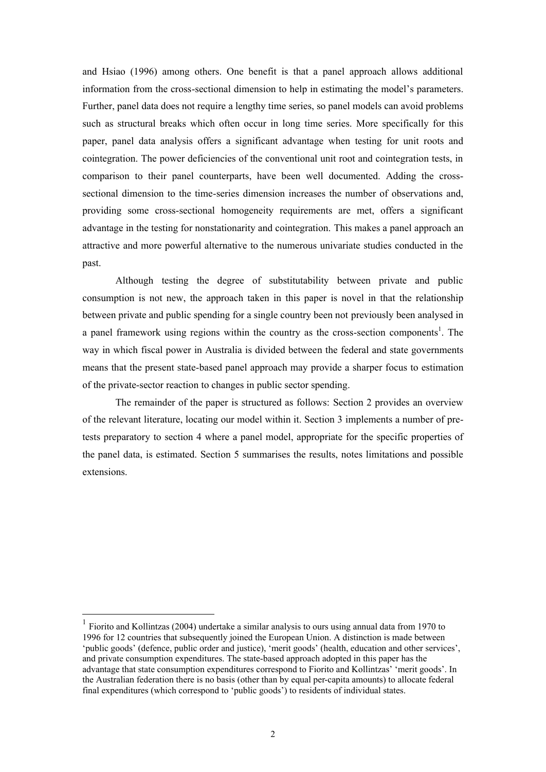and Hsiao (1996) among others. One benefit is that a panel approach allows additional information from the cross-sectional dimension to help in estimating the model's parameters. Further, panel data does not require a lengthy time series, so panel models can avoid problems such as structural breaks which often occur in long time series. More specifically for this paper, panel data analysis offers a significant advantage when testing for unit roots and cointegration. The power deficiencies of the conventional unit root and cointegration tests, in comparison to their panel counterparts, have been well documented. Adding the cross-sectional dimension to the time-series dimension increases the number of observations and, providing some cross-sectional homogeneity requirements are met, offers a significant advantage in the testing for nonstationarity and cointegration. This makes a panel approach an attractive and more powerful alternative to the numerous univariate studies conducted in the past.

Although testing the degree of substitutability between private and public consumption is not new, the approach taken in this paper is novel in that the relationship between private and public spending for a single country been not previously been analysed in a panel framework using regions within the country as the cross-section components[1]. The way in which fiscal power in Australia is divided between the federal and state governments means that the present state-based panel approach may provide a sharper focus to estimation of the private-sector reaction to changes in public sector spending.

The remainder of the paper is structured as follows: Section 2 provides an overview of the relevant literature, locating our model within it. Section 3 implements a number of pre-tests preparatory to section 4 where a panel model, appropriate for the specific properties of the panel data, is estimated. Section 5 summarises the results, notes limitations and possible extensions.

---

[1] Fiorito and Kollintzas (2004) undertake a similar analysis to ours using annual data from 1970 to 1996 for 12 countries that subsequently joined the European Union. A distinction is made between 'public goods' (defence, public order and justice), 'merit goods' (health, education and other services', and private consumption expenditures. The state-based approach adopted in this paper has the advantage that state consumption expenditures correspond to Fiorito and Kollintzas' 'merit goods'. In the Australian federation there is no basis (other than by equal per-capita amounts) to allocate federal final expenditures (which correspond to 'public goods') to residents of individual states.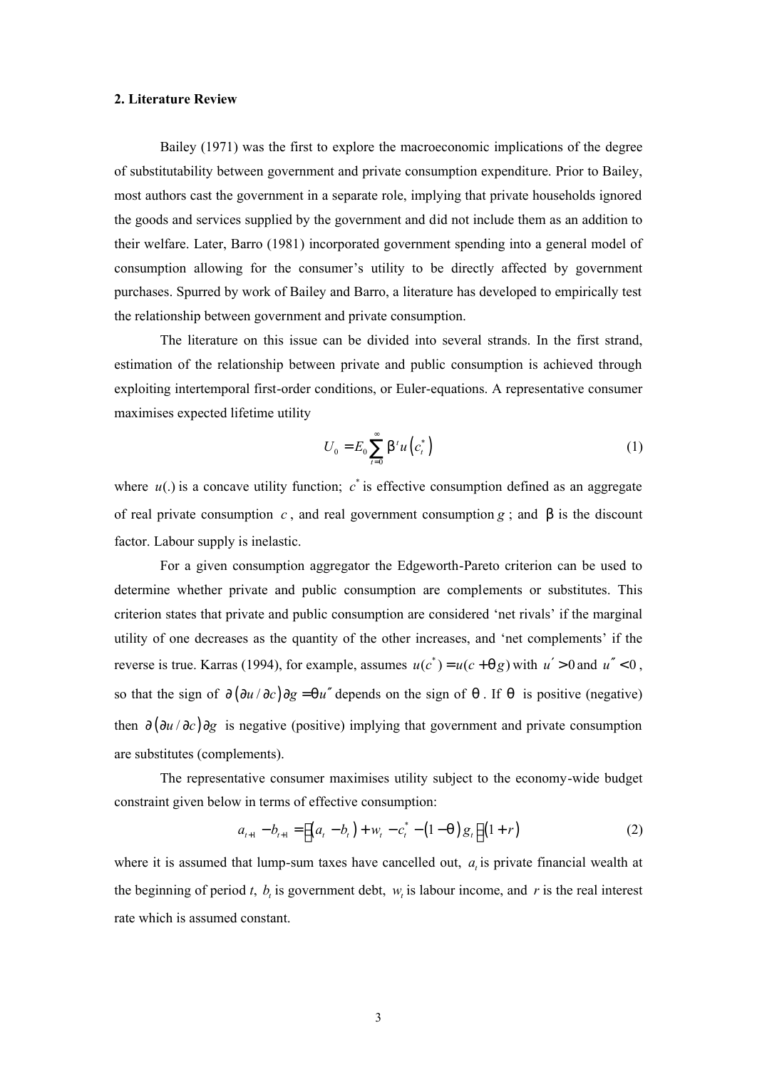## 2. Literature Review

Bailey (1971) was the first to explore the macroeconomic implications of the degree of substitutability between government and private consumption expenditure. Prior to Bailey, most authors cast the government in a separate role, implying that private households ignored the goods and services supplied by the government and did not include them as an addition to their welfare. Later, Barro (1981) incorporated government spending into a general model of consumption allowing for the consumer's utility to be directly affected by government purchases. Spurred by work of Bailey and Barro, a literature has developed to empirically test the relationship between government and private consumption.

The literature on this issue can be divided into several strands. In the first strand, estimation of the relationship between private and public consumption is achieved through exploiting intertemporal first-order conditions, or Euler-equations. A representative consumer maximises expected lifetime utility

$$U_0 = E_0 \sum_{t=0}^{\infty} \beta^t u\left(c_t^*\right) \tag{1}$$

where $u(.)$ is a concave utility function; $c^*$ is effective consumption defined as an aggregate of real private consumption $c$, and real government consumption $g$; and $\beta$ is the discount factor. Labour supply is inelastic.

For a given consumption aggregator the Edgeworth-Pareto criterion can be used to determine whether private and public consumption are complements or substitutes. This criterion states that private and public consumption are considered 'net rivals' if the marginal utility of one decreases as the quantity of the other increases, and 'net complements' if the reverse is true. Karras (1994), for example, assumes $u(c^*) = u(c + \theta g)$ with $u' > 0$ and $u'' < 0$, so that the sign of $\partial\left(\partial u / \partial c\right)\partial g = \theta u''$ depends on the sign of $\theta$. If $\theta$ is positive (negative) then $\partial\left(\partial u / \partial c\right)\partial g$ is negative (positive) implying that government and private consumption are substitutes (complements).

The representative consumer maximises utility subject to the economy-wide budget constraint given below in terms of effective consumption:

$$a_{t+1} - b_{t+1} = \left[\left(a_t - b_t\right) + w_t - c_t^* - \left(1 - \theta\right) g_t\right]\left(1 + r\right) \tag{2}$$

where it is assumed that lump-sum taxes have cancelled out, $a_t$ is private financial wealth at the beginning of period *t*, $b_t$ is government debt, $w_t$ is labour income, and $r$ is the real interest rate which is assumed constant.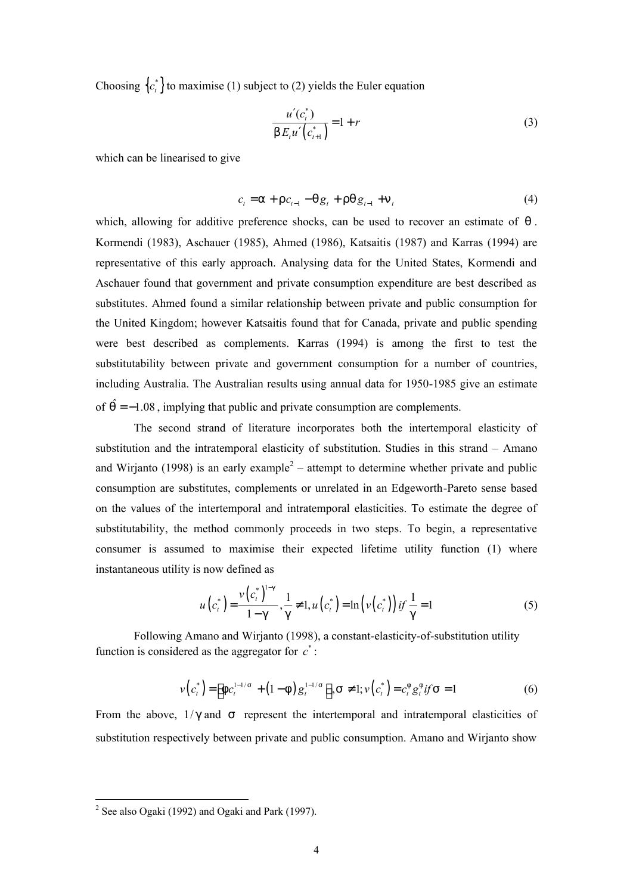Choosing $\{c_t^*\}$ to maximise (1) subject to (2) yields the Euler equation

$$\frac{u'(c_t^*)}{\beta E_t u'\left(c_{t+1}^*\right)} = 1 + r \tag{3}$$

which can be linearised to give

$$c_t = \alpha + \rho c_{t-1} - \theta g_t + \rho \theta g_{t-1} + \nu_t \tag{4}$$

which, allowing for additive preference shocks, can be used to recover an estimate of $\theta$. Kormendi (1983), Aschauer (1985), Ahmed (1986), Katsaitis (1987) and Karras (1994) are representative of this early approach. Analysing data for the United States, Kormendi and Aschauer found that government and private consumption expenditure are best described as substitutes. Ahmed found a similar relationship between private and public consumption for the United Kingdom; however Katsaitis found that for Canada, private and public spending were best described as complements. Karras (1994) is among the first to test the substitutability between private and government consumption for a number of countries, including Australia. The Australian results using annual data for 1950-1985 give an estimate of $\hat{\theta} = -1.08$, implying that public and private consumption are complements.

The second strand of literature incorporates both the intertemporal elasticity of substitution and the intratemporal elasticity of substitution. Studies in this strand – Amano and Wirjanto (1998) is an early example[2] – attempt to determine whether private and public consumption are substitutes, complements or unrelated in an Edgeworth-Pareto sense based on the values of the intertemporal and intratemporal elasticities. To estimate the degree of substitutability, the method commonly proceeds in two steps. To begin, a representative consumer is assumed to maximise their expected lifetime utility function (1) where instantaneous utility is now defined as

$$u\left(c_t^*\right) = \frac{v\left(c_t^*\right)^{1-\gamma}}{1-\gamma}, \frac{1}{\gamma} \neq 1, u\left(c_t^*\right) = \ln\left(v\left(c_t^*\right)\right) if \frac{1}{\gamma} = 1 \tag{5}$$

Following Amano and Wirjanto (1998), a constant-elasticity-of-substitution utility function is considered as the aggregator for $c^*$:

$$v\left(c_t^*\right) = \left[\phi c_t^{1-1/\sigma} + \left(1-\phi\right) g_t^{1-1/\sigma}\right], \sigma \neq 1; v\left(c_t^*\right) = c_t^{\phi} g_t^{\phi} if \sigma = 1 \tag{6}$$

From the above, $1/\gamma$ and $\sigma$ represent the intertemporal and intratemporal elasticities of substitution respectively between private and public consumption. Amano and Wirjanto show

---

[2] See also Ogaki (1992) and Ogaki and Park (1997).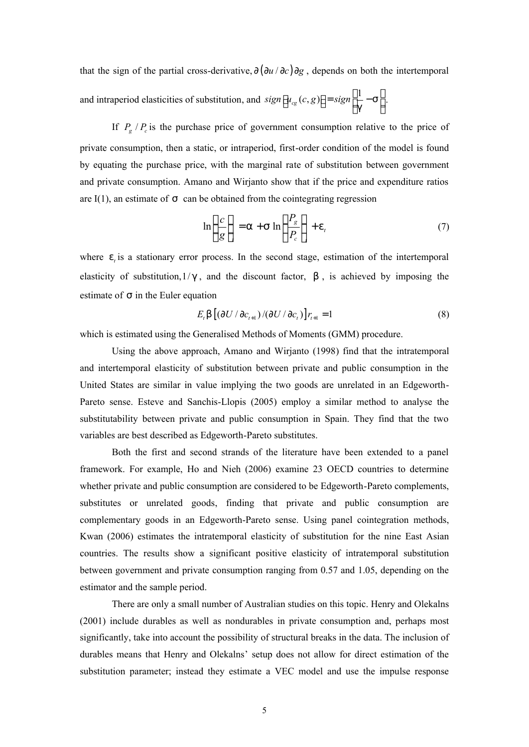that the sign of the partial cross-derivative, $\partial\left(\partial u / \partial c\right)\partial g$ , depends on both the intertemporal and intraperiod elasticities of substitution, and $sign\left[u_{cg}(c,g)\right] = sign\left[\frac{1}{\gamma} - \sigma\right]$.

If $P_g / P_c$ is the purchase price of government consumption relative to the price of private consumption, then a static, or intraperiod, first-order condition of the model is found by equating the purchase price, with the marginal rate of substitution between government and private consumption. Amano and Wirjanto show that if the price and expenditure ratios are I(1), an estimate of $\sigma$ can be obtained from the cointegrating regression

$$\ln\left(\frac{c}{g}\right)_t = \alpha + \sigma \ln\left(\frac{P_g}{P_c}\right)_t + \varepsilon_t \tag{7}$$

where $\varepsilon_t$ is a stationary error process. In the second stage, estimation of the intertemporal elasticity of substitution, $1/\gamma$, and the discount factor, $\beta$, is achieved by imposing the estimate of $\sigma$ in the Euler equation

$$E_t\beta\left[(\partial U / \partial c_{t+1}) / (\partial U / \partial c_t)\right] r_{t+1} = 1 \tag{8}$$

which is estimated using the Generalised Methods of Moments (GMM) procedure.

Using the above approach, Amano and Wirjanto (1998) find that the intratemporal and intertemporal elasticity of substitution between private and public consumption in the United States are similar in value implying the two goods are unrelated in an Edgeworth-Pareto sense. Esteve and Sanchis-Llopis (2005) employ a similar method to analyse the substitutability between private and public consumption in Spain. They find that the two variables are best described as Edgeworth-Pareto substitutes.

Both the first and second strands of the literature have been extended to a panel framework. For example, Ho and Nieh (2006) examine 23 OECD countries to determine whether private and public consumption are considered to be Edgeworth-Pareto complements, substitutes or unrelated goods, finding that private and public consumption are complementary goods in an Edgeworth-Pareto sense. Using panel cointegration methods, Kwan (2006) estimates the intratemporal elasticity of substitution for the nine East Asian countries. The results show a significant positive elasticity of intratemporal substitution between government and private consumption ranging from 0.57 and 1.05, depending on the estimator and the sample period.

There are only a small number of Australian studies on this topic. Henry and Olekalns (2001) include durables as well as nondurables in private consumption and, perhaps most significantly, take into account the possibility of structural breaks in the data. The inclusion of durables means that Henry and Olekalns' setup does not allow for direct estimation of the substitution parameter; instead they estimate a VEC model and use the impulse response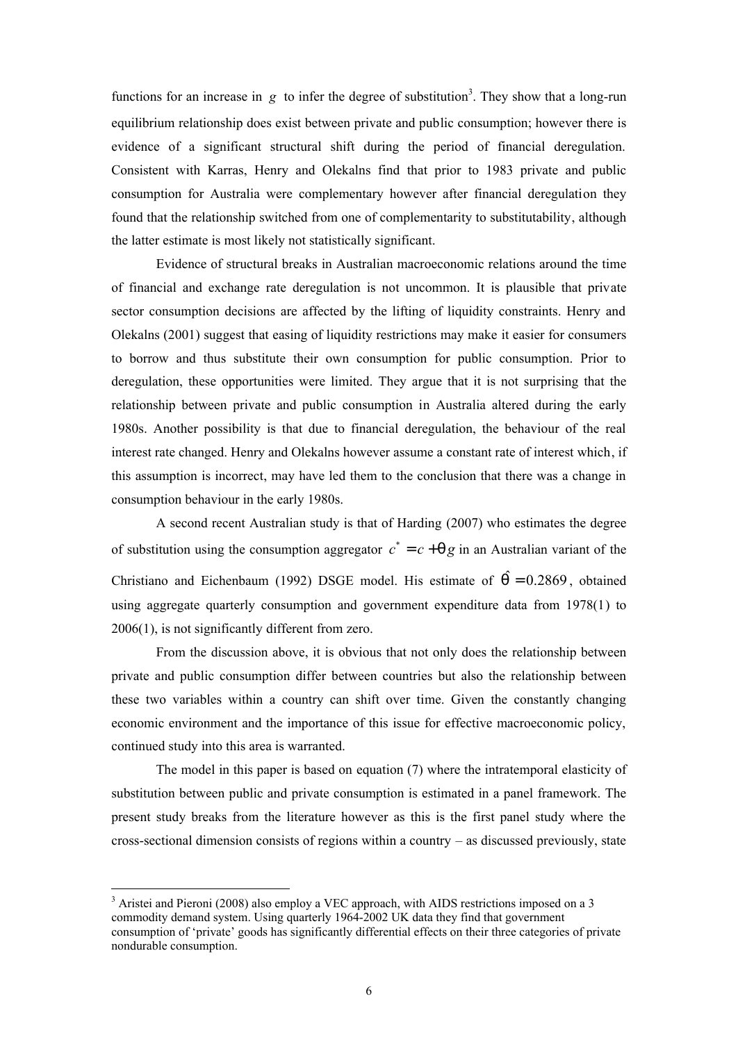functions for an increase in $g$ to infer the degree of substitution[3]. They show that a long-run equilibrium relationship does exist between private and public consumption; however there is evidence of a significant structural shift during the period of financial deregulation. Consistent with Karras, Henry and Olekalns find that prior to 1983 private and public consumption for Australia were complementary however after financial deregulation they found that the relationship switched from one of complementarity to substitutability, although the latter estimate is most likely not statistically significant.

Evidence of structural breaks in Australian macroeconomic relations around the time of financial and exchange rate deregulation is not uncommon. It is plausible that private sector consumption decisions are affected by the lifting of liquidity constraints. Henry and Olekalns (2001) suggest that easing of liquidity restrictions may make it easier for consumers to borrow and thus substitute their own consumption for public consumption. Prior to deregulation, these opportunities were limited. They argue that it is not surprising that the relationship between private and public consumption in Australia altered during the early 1980s. Another possibility is that due to financial deregulation, the behaviour of the real interest rate changed. Henry and Olekalns however assume a constant rate of interest which, if this assumption is incorrect, may have led them to the conclusion that there was a change in consumption behaviour in the early 1980s.

A second recent Australian study is that of Harding (2007) who estimates the degree of substitution using the consumption aggregator $c^* = c + \theta g$ in an Australian variant of the Christiano and Eichenbaum (1992) DSGE model. His estimate of $\hat{\theta} = 0.2869$, obtained using aggregate quarterly consumption and government expenditure data from 1978(1) to 2006(1), is not significantly different from zero.

From the discussion above, it is obvious that not only does the relationship between private and public consumption differ between countries but also the relationship between these two variables within a country can shift over time. Given the constantly changing economic environment and the importance of this issue for effective macroeconomic policy, continued study into this area is warranted.

The model in this paper is based on equation (7) where the intratemporal elasticity of substitution between public and private consumption is estimated in a panel framework. The present study breaks from the literature however as this is the first panel study where the cross-sectional dimension consists of regions within a country – as discussed previously, state

---

[3] Aristei and Pieroni (2008) also employ a VEC approach, with AIDS restrictions imposed on a 3 commodity demand system. Using quarterly 1964-2002 UK data they find that government consumption of 'private' goods has significantly differential effects on their three categories of private nondurable consumption.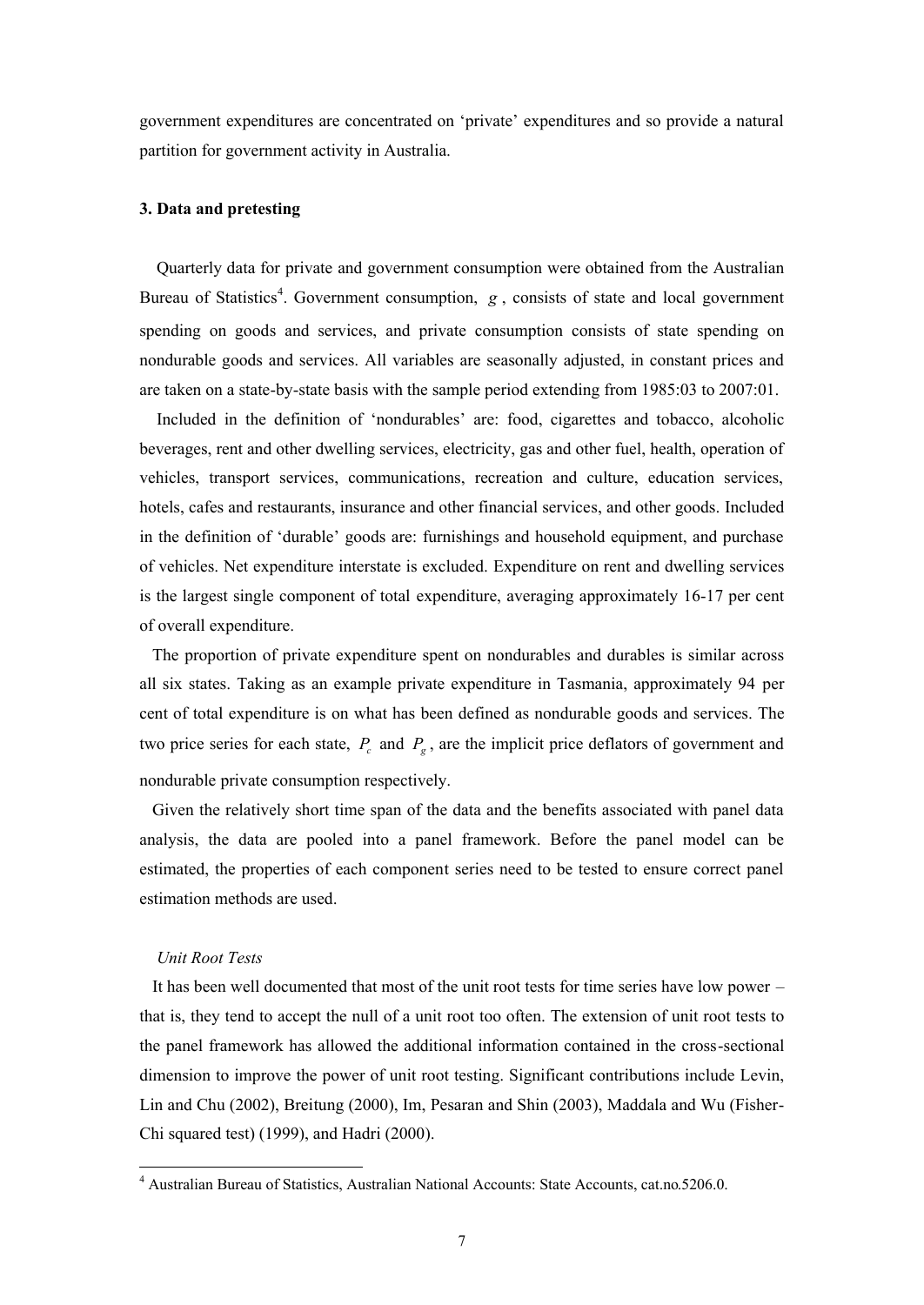government expenditures are concentrated on 'private' expenditures and so provide a natural partition for government activity in Australia.

### 3. Data and pretesting

Quarterly data for private and government consumption were obtained from the Australian Bureau of Statistics[4]. Government consumption, $g$, consists of state and local government spending on goods and services, and private consumption consists of state spending on nondurable goods and services. All variables are seasonally adjusted, in constant prices and are taken on a state-by-state basis with the sample period extending from 1985:03 to 2007:01.

Included in the definition of 'nondurables' are: food, cigarettes and tobacco, alcoholic beverages, rent and other dwelling services, electricity, gas and other fuel, health, operation of vehicles, transport services, communications, recreation and culture, education services, hotels, cafes and restaurants, insurance and other financial services, and other goods. Included in the definition of 'durable' goods are: furnishings and household equipment, and purchase of vehicles. Net expenditure interstate is excluded. Expenditure on rent and dwelling services is the largest single component of total expenditure, averaging approximately 16-17 per cent of overall expenditure.

The proportion of private expenditure spent on nondurables and durables is similar across all six states. Taking as an example private expenditure in Tasmania, approximately 94 per cent of total expenditure is on what has been defined as nondurable goods and services. The two price series for each state, $P_c$ and $P_g$, are the implicit price deflators of government and nondurable private consumption respectively.

Given the relatively short time span of the data and the benefits associated with panel data analysis, the data are pooled into a panel framework. Before the panel model can be estimated, the properties of each component series need to be tested to ensure correct panel estimation methods are used.

*Unit Root Tests*

It has been well documented that most of the unit root tests for time series have low power – that is, they tend to accept the null of a unit root too often. The extension of unit root tests to the panel framework has allowed the additional information contained in the cross-sectional dimension to improve the power of unit root testing. Significant contributions include Levin, Lin and Chu (2002), Breitung (2000), Im, Pesaran and Shin (2003), Maddala and Wu (Fisher-Chi squared test) (1999), and Hadri (2000).

---

[4] Australian Bureau of Statistics, Australian National Accounts: State Accounts, cat.no.5206.0.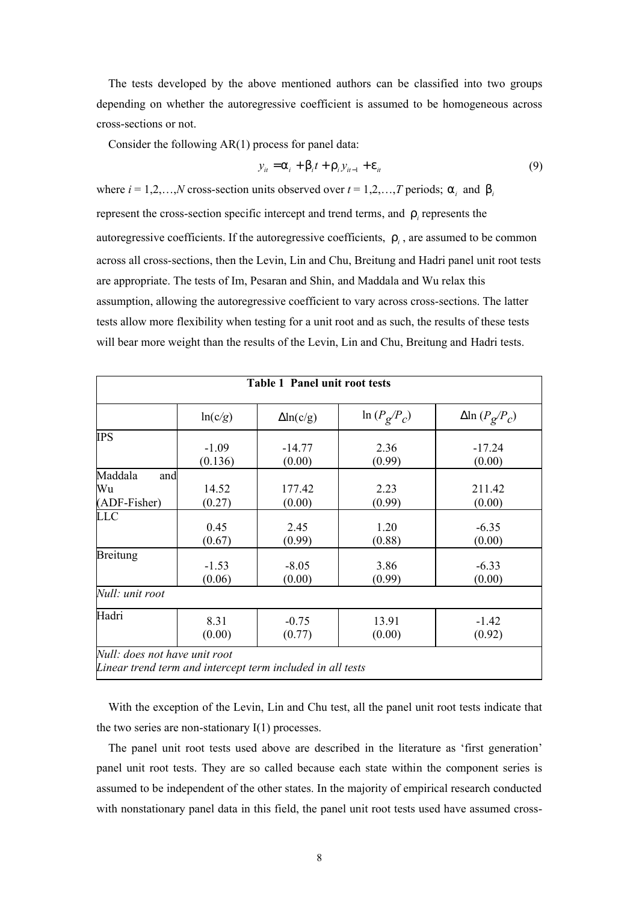The tests developed by the above mentioned authors can be classified into two groups depending on whether the autoregressive coefficient is assumed to be homogeneous across cross-sections or not.

Consider the following AR(1) process for panel data:

$$y_{it} = \alpha_i + \beta_i t + \rho_i y_{it-1} + \varepsilon_{it} \tag{9}$$

where $i = 1,2,\ldots,N$ cross-section units observed over $t = 1,2,\ldots,T$ periods; $\alpha_i$ and $\beta_i$ represent the cross-section specific intercept and trend terms, and $\rho_i$ represents the autoregressive coefficients. If the autoregressive coefficients, $\rho_i$, are assumed to be common across all cross-sections, then the Levin, Lin and Chu, Breitung and Hadri panel unit root tests are appropriate. The tests of Im, Pesaran and Shin, and Maddala and Wu relax this assumption, allowing the autoregressive coefficient to vary across cross-sections. The latter tests allow more flexibility when testing for a unit root and as such, the results of these tests will bear more weight than the results of the Levin, Lin and Chu, Breitung and Hadri tests.

**Table 1 Panel unit root tests**

| | $\ln(c/g)$ | $\Delta\ln(c/g)$ | $\ln(P_g/P_c)$ | $\Delta\ln(P_g/P_c)$ |
|---|---|---|---|---|
| IPS | -1.09<br>(0.136) | -14.77<br>(0.00) | 2.36<br>(0.99) | -17.24<br>(0.00) |
| Maddala and Wu (ADF-Fisher) | 14.52<br>(0.27) | 177.42<br>(0.00) | 2.23<br>(0.99) | 211.42<br>(0.00) |
| LLC | 0.45<br>(0.67) | 2.45<br>(0.99) | 1.20<br>(0.88) | -6.35<br>(0.00) |
| Breitung | -1.53<br>(0.06) | -8.05<br>(0.00) | 3.86<br>(0.99) | -6.33<br>(0.00) |
| *Null: unit root* | | | | |
| Hadri | 8.31<br>(0.00) | -0.75<br>(0.77) | 13.91<br>(0.00) | -1.42<br>(0.92) |

*Null: does not have unit root*
*Linear trend term and intercept term included in all tests*

With the exception of the Levin, Lin and Chu test, all the panel unit root tests indicate that the two series are non-stationary I(1) processes.

The panel unit root tests used above are described in the literature as 'first generation' panel unit root tests. They are so called because each state within the component series is assumed to be independent of the other states. In the majority of empirical research conducted with nonstationary panel data in this field, the panel unit root tests used have assumed cross-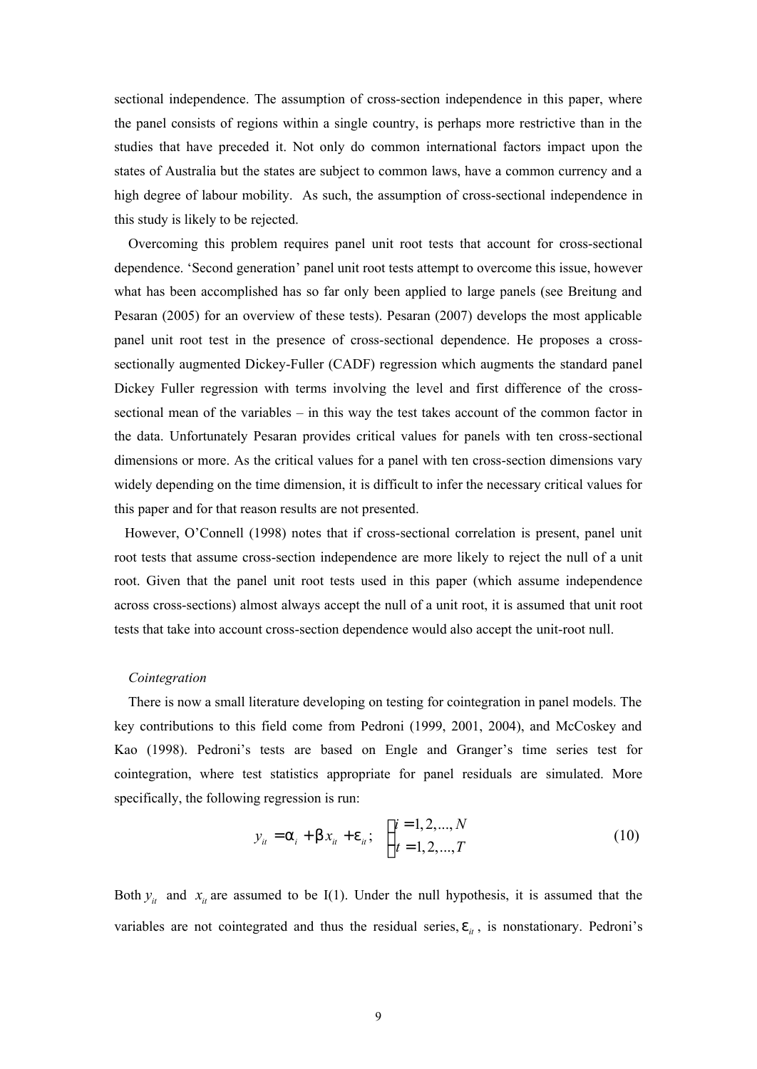sectional independence. The assumption of cross-section independence in this paper, where the panel consists of regions within a single country, is perhaps more restrictive than in the studies that have preceded it. Not only do common international factors impact upon the states of Australia but the states are subject to common laws, have a common currency and a high degree of labour mobility. As such, the assumption of cross-sectional independence in this study is likely to be rejected.

Overcoming this problem requires panel unit root tests that account for cross-sectional dependence. 'Second generation' panel unit root tests attempt to overcome this issue, however what has been accomplished has so far only been applied to large panels (see Breitung and Pesaran (2005) for an overview of these tests). Pesaran (2007) develops the most applicable panel unit root test in the presence of cross-sectional dependence. He proposes a cross-sectionally augmented Dickey-Fuller (CADF) regression which augments the standard panel Dickey Fuller regression with terms involving the level and first difference of the cross-sectional mean of the variables – in this way the test takes account of the common factor in the data. Unfortunately Pesaran provides critical values for panels with ten cross-sectional dimensions or more. As the critical values for a panel with ten cross-section dimensions vary widely depending on the time dimension, it is difficult to infer the necessary critical values for this paper and for that reason results are not presented.

However, O'Connell (1998) notes that if cross-sectional correlation is present, panel unit root tests that assume cross-section independence are more likely to reject the null of a unit root. Given that the panel unit root tests used in this paper (which assume independence across cross-sections) almost always accept the null of a unit root, it is assumed that unit root tests that take into account cross-section dependence would also accept the unit-root null.

*Cointegration*

There is now a small literature developing on testing for cointegration in panel models. The key contributions to this field come from Pedroni (1999, 2001, 2004), and McCoskey and Kao (1998). Pedroni's tests are based on Engle and Granger's time series test for cointegration, where test statistics appropriate for panel residuals are simulated. More specifically, the following regression is run:

$$y_{it} = \alpha_i + \beta x_{it} + \varepsilon_{it}; \quad \begin{cases} i = 1, 2, ..., N \\ t = 1, 2, ..., T \end{cases} \tag{10}$$

Both $y_{it}$ and $x_{it}$ are assumed to be I(1). Under the null hypothesis, it is assumed that the variables are not cointegrated and thus the residual series, $\varepsilon_{it}$, is nonstationary. Pedroni's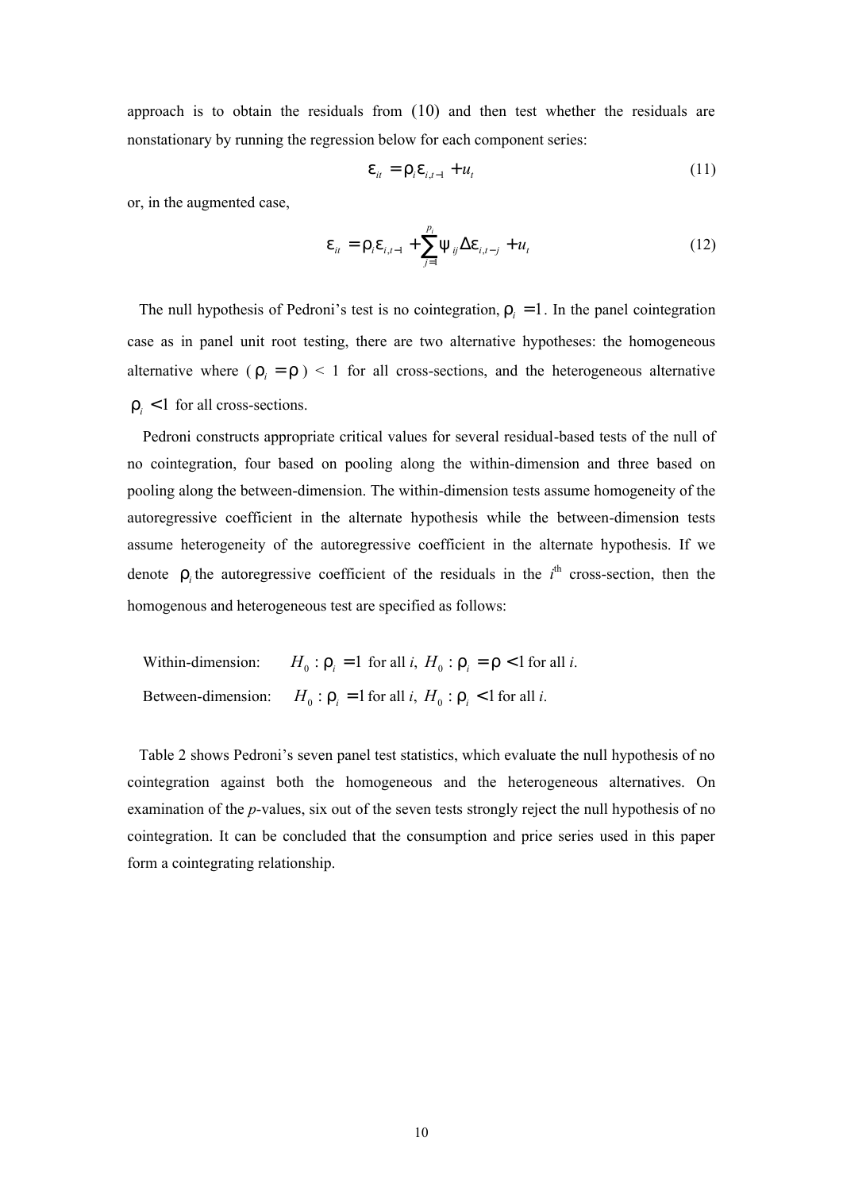approach is to obtain the residuals from (10) and then test whether the residuals are nonstationary by running the regression below for each component series:

$$\varepsilon_{it} = \rho_i \varepsilon_{i,t-1} + u_t \tag{11}$$

or, in the augmented case,

$$\varepsilon_{it} = \rho_i \varepsilon_{i,t-1} + \sum_{j=1}^{p_i} \psi_{ij} \Delta \varepsilon_{i,t-j} + u_t \tag{12}$$

The null hypothesis of Pedroni's test is no cointegration, $\rho_i = 1$. In the panel cointegration case as in panel unit root testing, there are two alternative hypotheses: the homogeneous alternative where ($\rho_i = \rho$) < 1 for all cross-sections, and the heterogeneous alternative $\rho_i < 1$ for all cross-sections.

Pedroni constructs appropriate critical values for several residual-based tests of the null of no cointegration, four based on pooling along the within-dimension and three based on pooling along the between-dimension. The within-dimension tests assume homogeneity of the autoregressive coefficient in the alternate hypothesis while the between-dimension tests assume heterogeneity of the autoregressive coefficient in the alternate hypothesis. If we denote $\rho_i$ the autoregressive coefficient of the residuals in the $i^{\text{th}}$ cross-section, then the homogenous and heterogeneous test are specified as follows:

Within-dimension: $H_0 : \rho_i = 1$ for all *i*, $H_0 : \rho_i = \rho < 1$ for all *i*.

Between-dimension: $H_0 : \rho_i = 1$ for all *i*, $H_0 : \rho_i < 1$ for all *i*.

Table 2 shows Pedroni's seven panel test statistics, which evaluate the null hypothesis of no cointegration against both the homogeneous and the heterogeneous alternatives. On examination of the *p*-values, six out of the seven tests strongly reject the null hypothesis of no cointegration. It can be concluded that the consumption and price series used in this paper form a cointegrating relationship.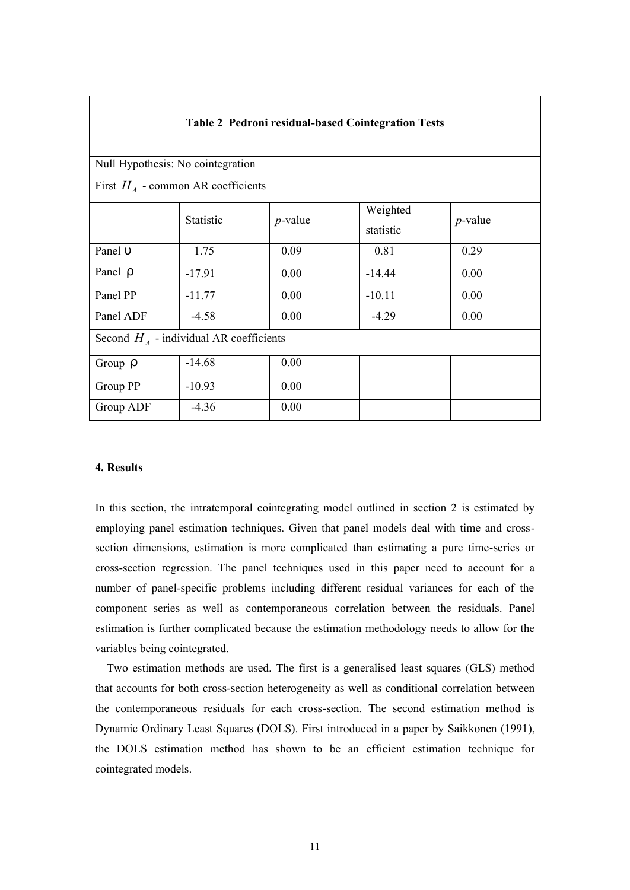| **Table 2 Pedroni residual-based Cointegration Tests** | | | | |
|---|---|---|---|---|
| Null Hypothesis: No cointegration<br>First $H_A$ - common AR coefficients | | | | |
| | Statistic | *p*-value | Weighted statistic | *p*-value |
| Panel $\upsilon$ | 1.75 | 0.09 | 0.81 | 0.29 |
| Panel $\rho$ | -17.91 | 0.00 | -14.44 | 0.00 |
| Panel PP | -11.77 | 0.00 | -10.11 | 0.00 |
| Panel ADF | -4.58 | 0.00 | -4.29 | 0.00 |
| Second $H_A$ - individual AR coefficients | | | | |
| Group $\rho$ | -14.68 | 0.00 | | |
| Group PP | -10.93 | 0.00 | | |
| Group ADF | -4.36 | 0.00 | | |

**4. Results**

In this section, the intratemporal cointegrating model outlined in section 2 is estimated by employing panel estimation techniques. Given that panel models deal with time and cross-section dimensions, estimation is more complicated than estimating a pure time-series or cross-section regression. The panel techniques used in this paper need to account for a number of panel-specific problems including different residual variances for each of the component series as well as contemporaneous correlation between the residuals. Panel estimation is further complicated because the estimation methodology needs to allow for the variables being cointegrated.

Two estimation methods are used. The first is a generalised least squares (GLS) method that accounts for both cross-section heterogeneity as well as conditional correlation between the contemporaneous residuals for each cross-section. The second estimation method is Dynamic Ordinary Least Squares (DOLS). First introduced in a paper by Saikkonen (1991), the DOLS estimation method has shown to be an efficient estimation technique for cointegrated models.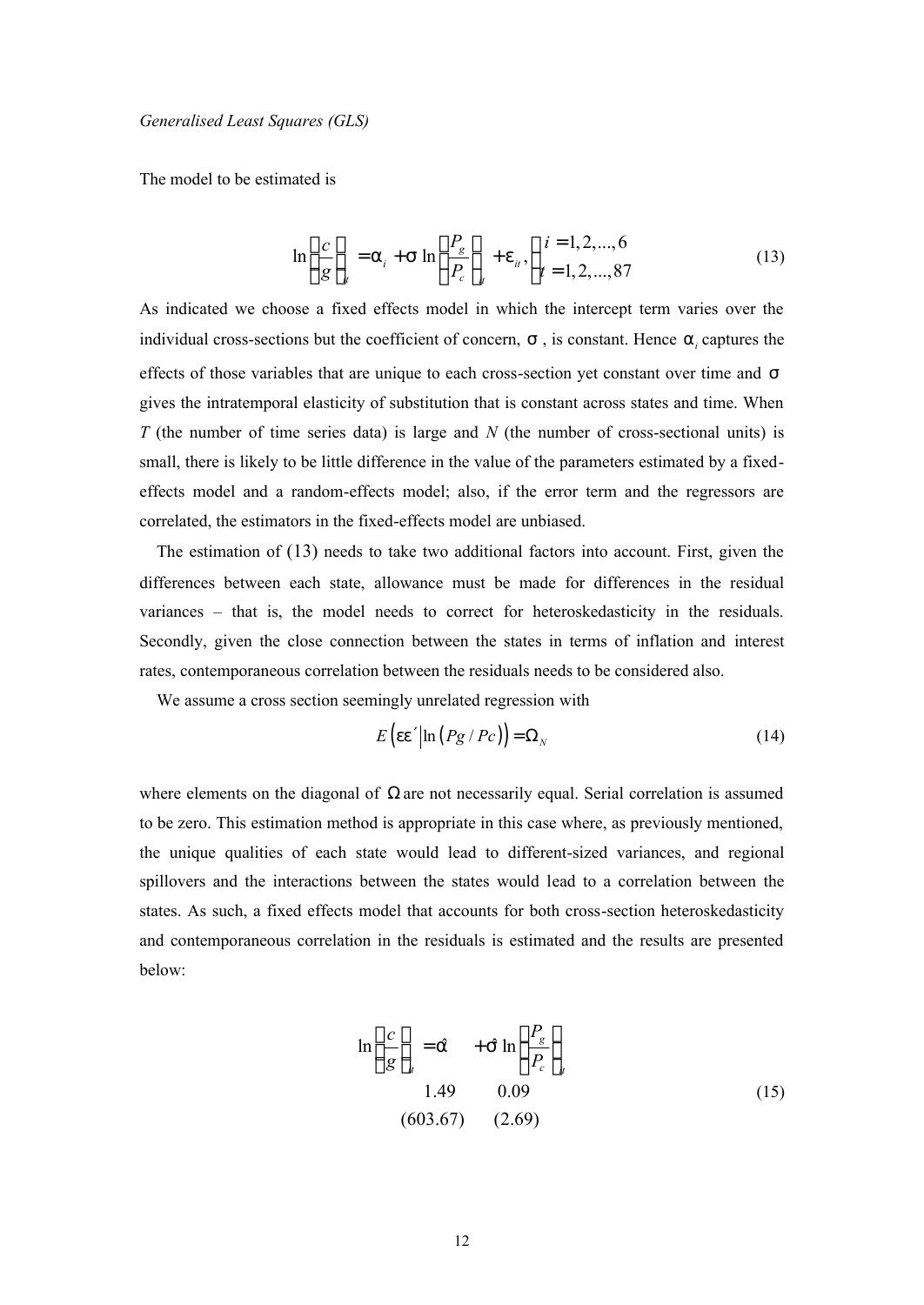*Generalised Least Squares (GLS)*

The model to be estimated is

$$\ln\left(\frac{c}{g}\right)_{t} = \alpha_{i} + \sigma \ln\left(\frac{P_{g}}{P_{c}}\right)_{t} + \varepsilon_{it}, \begin{cases} i = 1, 2, ..., 6 \\ t = 1, 2, ..., 87 \end{cases} \tag{13}$$

As indicated we choose a fixed effects model in which the intercept term varies over the individual cross-sections but the coefficient of concern, $\sigma$, is constant. Hence $\alpha_i$ captures the effects of those variables that are unique to each cross-section yet constant over time and $\sigma$ gives the intratemporal elasticity of substitution that is constant across states and time. When *T* (the number of time series data) is large and *N* (the number of cross-sectional units) is small, there is likely to be little difference in the value of the parameters estimated by a fixed-effects model and a random-effects model; also, if the error term and the regressors are correlated, the estimators in the fixed-effects model are unbiased.

The estimation of (13) needs to take two additional factors into account. First, given the differences between each state, allowance must be made for differences in the residual variances – that is, the model needs to correct for heteroskedasticity in the residuals. Secondly, given the close connection between the states in terms of inflation and interest rates, contemporaneous correlation between the residuals needs to be considered also.

We assume a cross section seemingly unrelated regression with

$$E\left(\varepsilon\varepsilon' \middle| \ln\left(Pg / Pc\right)\right) = \Omega_{N} \tag{14}$$

where elements on the diagonal of $\Omega$ are not necessarily equal. Serial correlation is assumed to be zero. This estimation method is appropriate in this case where, as previously mentioned, the unique qualities of each state would lead to different-sized variances, and regional spillovers and the interactions between the states would lead to a correlation between the states. As such, a fixed effects model that accounts for both cross-section heteroskedasticity and contemporaneous correlation in the residuals is estimated and the results are presented below:

$$\begin{aligned} \ln\left(\frac{c}{g}\right)_{t} &= \underset{(603.67)}{\underset{1.49}{\hat{\alpha}}} + \underset{(2.69)}{\underset{0.09}{\hat{\sigma}}} \ln\left(\frac{P_{g}}{P_{c}}\right)_{t} \end{aligned} \tag{15}$$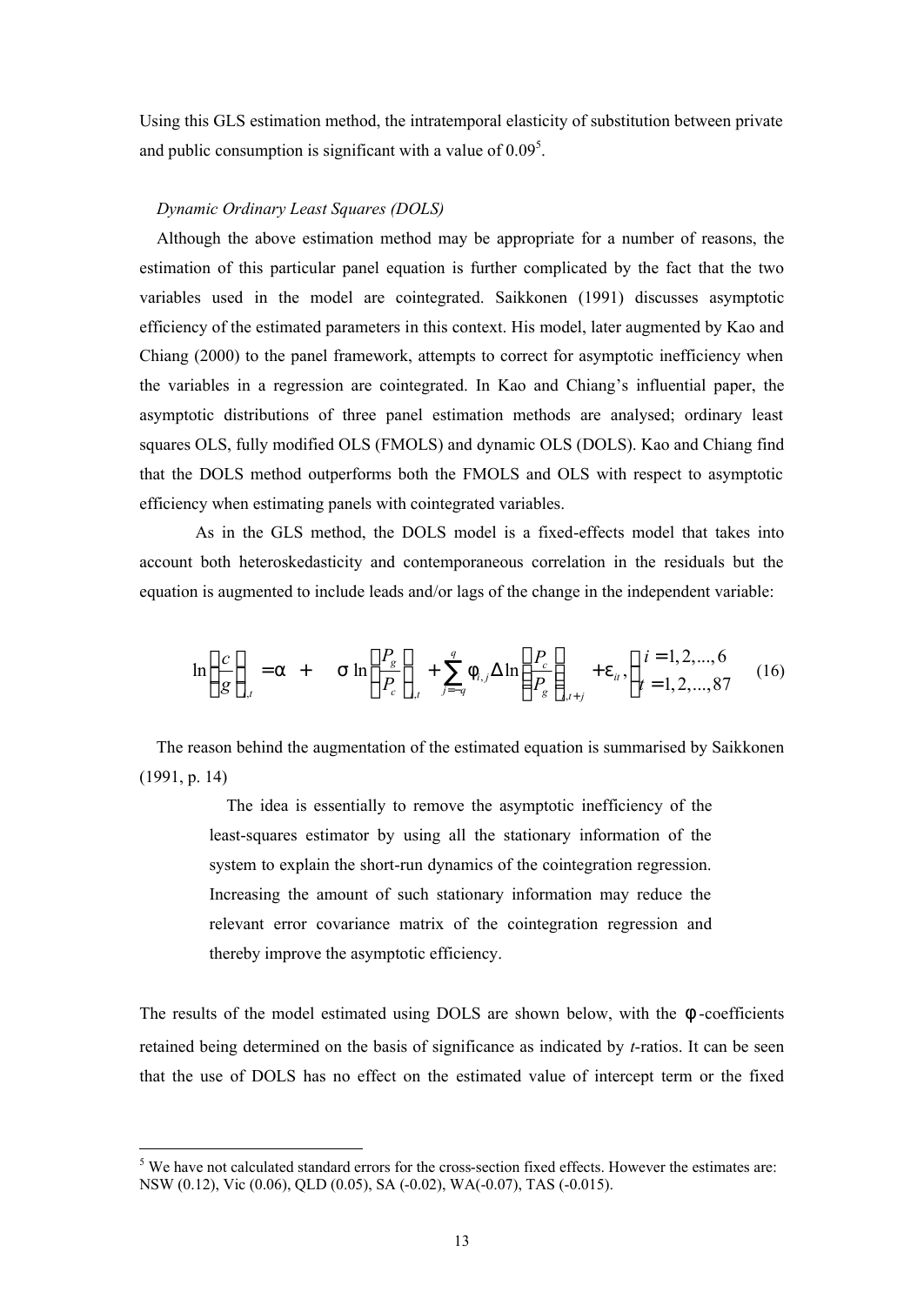Using this GLS estimation method, the intratemporal elasticity of substitution between private and public consumption is significant with a value of 0.09[5].

*Dynamic Ordinary Least Squares (DOLS)*

Although the above estimation method may be appropriate for a number of reasons, the estimation of this particular panel equation is further complicated by the fact that the two variables used in the model are cointegrated. Saikkonen (1991) discusses asymptotic efficiency of the estimated parameters in this context. His model, later augmented by Kao and Chiang (2000) to the panel framework, attempts to correct for asymptotic inefficiency when the variables in a regression are cointegrated. In Kao and Chiang's influential paper, the asymptotic distributions of three panel estimation methods are analysed; ordinary least squares OLS, fully modified OLS (FMOLS) and dynamic OLS (DOLS). Kao and Chiang find that the DOLS method outperforms both the FMOLS and OLS with respect to asymptotic efficiency when estimating panels with cointegrated variables.

As in the GLS method, the DOLS model is a fixed-effects model that takes into account both heteroskedasticity and contemporaneous correlation in the residuals but the equation is augmented to include leads and/or lags of the change in the independent variable:

$$\ln\left(\frac{c}{g}\right)_{i,t} = \alpha + \sigma \ln\left(\frac{P_g}{P_c}\right)_{i,t} + \sum_{j=-q}^{q} \phi_{i,j} \Delta \ln\left(\frac{P_c}{P_g}\right)_{i,t+j} + \varepsilon_{it}, \begin{cases} i = 1,2,...,6 \\ t = 1,2,...,87 \end{cases} \quad (16)$$

The reason behind the augmentation of the estimated equation is summarised by Saikkonen (1991, p. 14)

> The idea is essentially to remove the asymptotic inefficiency of the least-squares estimator by using all the stationary information of the system to explain the short-run dynamics of the cointegration regression. Increasing the amount of such stationary information may reduce the relevant error covariance matrix of the cointegration regression and thereby improve the asymptotic efficiency.

The results of the model estimated using DOLS are shown below, with the $\phi$-coefficients retained being determined on the basis of significance as indicated by *t*-ratios. It can be seen that the use of DOLS has no effect on the estimated value of intercept term or the fixed

[5] We have not calculated standard errors for the cross-section fixed effects. However the estimates are: NSW (0.12), Vic (0.06), QLD (0.05), SA (-0.02), WA(-0.07), TAS (-0.015).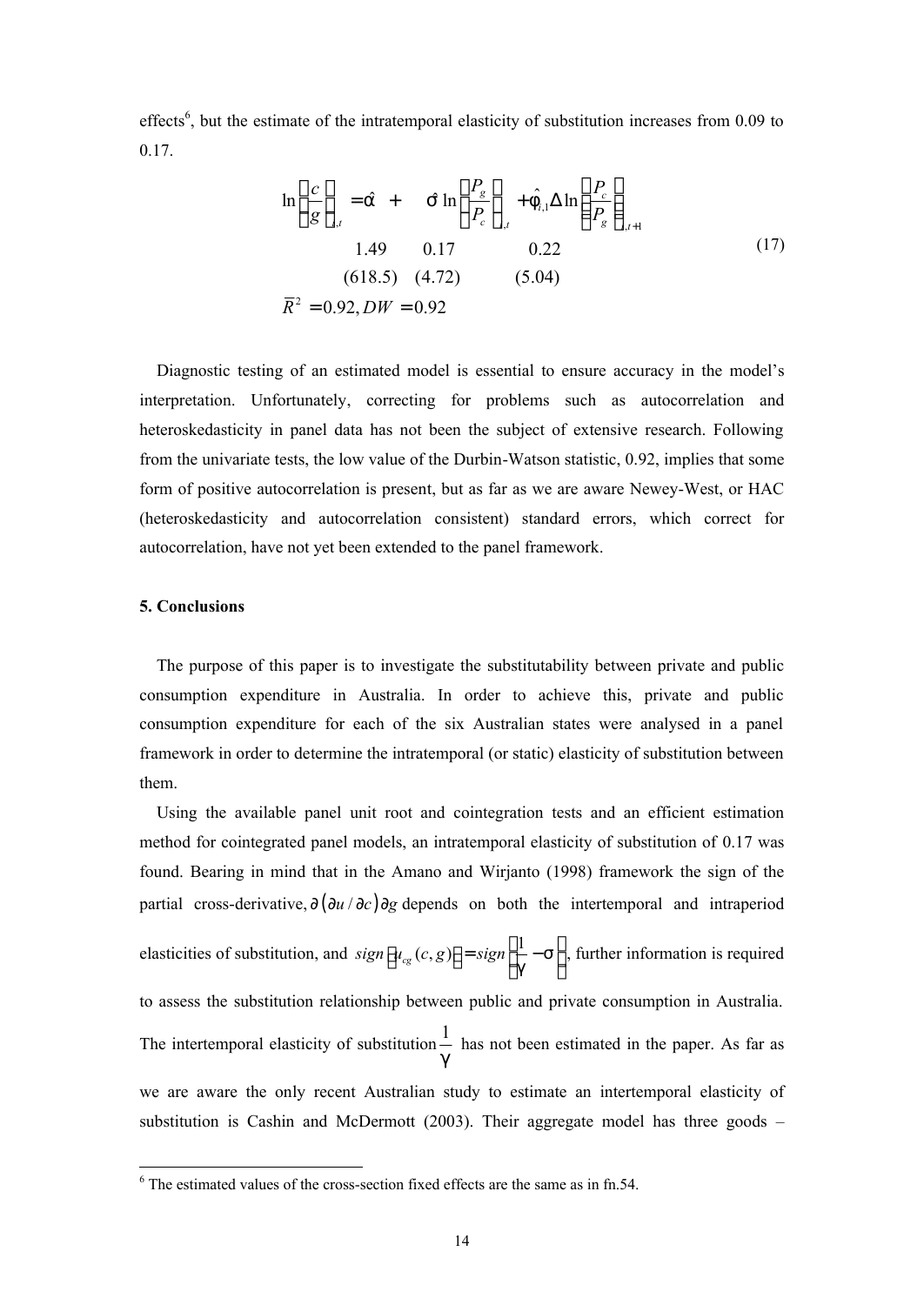effects[6], but the estimate of the intratemporal elasticity of substitution increases from 0.09 to 0.17.

$$
\begin{aligned}
\ln\left(\frac{c}{g}\right)_{i,t} &= \hat{\alpha}_i \;+\; \hat{\sigma}\ln\left(\frac{P_g}{P_c}\right)_{i,t} \;+ \hat{\phi}_{i,1}\Delta\ln\left(\frac{P_c}{P_g}\right)_{i,t+1} \\
&\quad\;\; 1.49 \qquad\;\; 0.17 \qquad\qquad\quad 0.22 \\
&\quad (618.5) \quad (4.72) \qquad\quad\;\; (5.04) \\
\bar{R}^2 &= 0.92, DW = 0.92
\end{aligned}
\tag{17}
$$

Diagnostic testing of an estimated model is essential to ensure accuracy in the model's interpretation. Unfortunately, correcting for problems such as autocorrelation and heteroskedasticity in panel data has not been the subject of extensive research. Following from the univariate tests, the low value of the Durbin-Watson statistic, 0.92, implies that some form of positive autocorrelation is present, but as far as we are aware Newey-West, or HAC (heteroskedasticity and autocorrelation consistent) standard errors, which correct for autocorrelation, have not yet been extended to the panel framework.

## 5. Conclusions

The purpose of this paper is to investigate the substitutability between private and public consumption expenditure in Australia. In order to achieve this, private and public consumption expenditure for each of the six Australian states were analysed in a panel framework in order to determine the intratemporal (or static) elasticity of substitution between them.

Using the available panel unit root and cointegration tests and an efficient estimation method for cointegrated panel models, an intratemporal elasticity of substitution of 0.17 was found. Bearing in mind that in the Amano and Wirjanto (1998) framework the sign of the partial cross-derivative, $\partial(\partial u / \partial c)\partial g$ depends on both the intertemporal and intraperiod elasticities of substitution, and $sign\left(u_{cg}(c,g)\right) = sign\left(\frac{1}{\gamma} - \sigma\right)$, further information is required to assess the substitution relationship between public and private consumption in Australia. The intertemporal elasticity of substitution $\frac{1}{\gamma}$ has not been estimated in the paper. As far as we are aware the only recent Australian study to estimate an intertemporal elasticity of substitution is Cashin and McDermott (2003). Their aggregate model has three goods –

[6] The estimated values of the cross-section fixed effects are the same as in fn.54.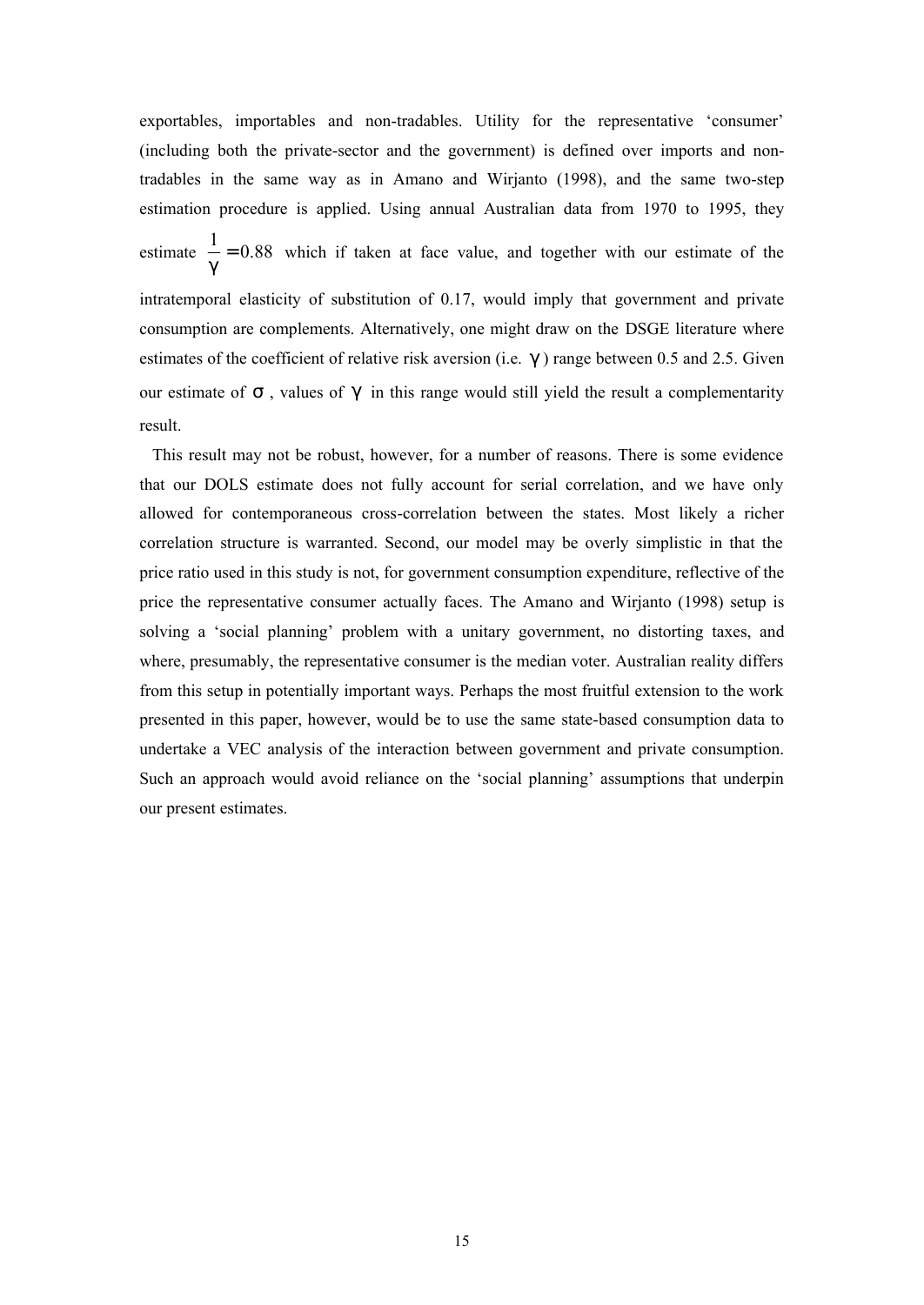exportables, importables and non-tradables. Utility for the representative 'consumer' (including both the private-sector and the government) is defined over imports and non-tradables in the same way as in Amano and Wirjanto (1998), and the same two-step estimation procedure is applied. Using annual Australian data from 1970 to 1995, they estimate $\frac{1}{\gamma} = 0.88$ which if taken at face value, and together with our estimate of the intratemporal elasticity of substitution of 0.17, would imply that government and private consumption are complements. Alternatively, one might draw on the DSGE literature where estimates of the coefficient of relative risk aversion (i.e. $\gamma$) range between 0.5 and 2.5. Given our estimate of $\sigma$, values of $\gamma$ in this range would still yield the result a complementarity result.

This result may not be robust, however, for a number of reasons. There is some evidence that our DOLS estimate does not fully account for serial correlation, and we have only allowed for contemporaneous cross-correlation between the states. Most likely a richer correlation structure is warranted. Second, our model may be overly simplistic in that the price ratio used in this study is not, for government consumption expenditure, reflective of the price the representative consumer actually faces. The Amano and Wirjanto (1998) setup is solving a 'social planning' problem with a unitary government, no distorting taxes, and where, presumably, the representative consumer is the median voter. Australian reality differs from this setup in potentially important ways. Perhaps the most fruitful extension to the work presented in this paper, however, would be to use the same state-based consumption data to undertake a VEC analysis of the interaction between government and private consumption. Such an approach would avoid reliance on the 'social planning' assumptions that underpin our present estimates.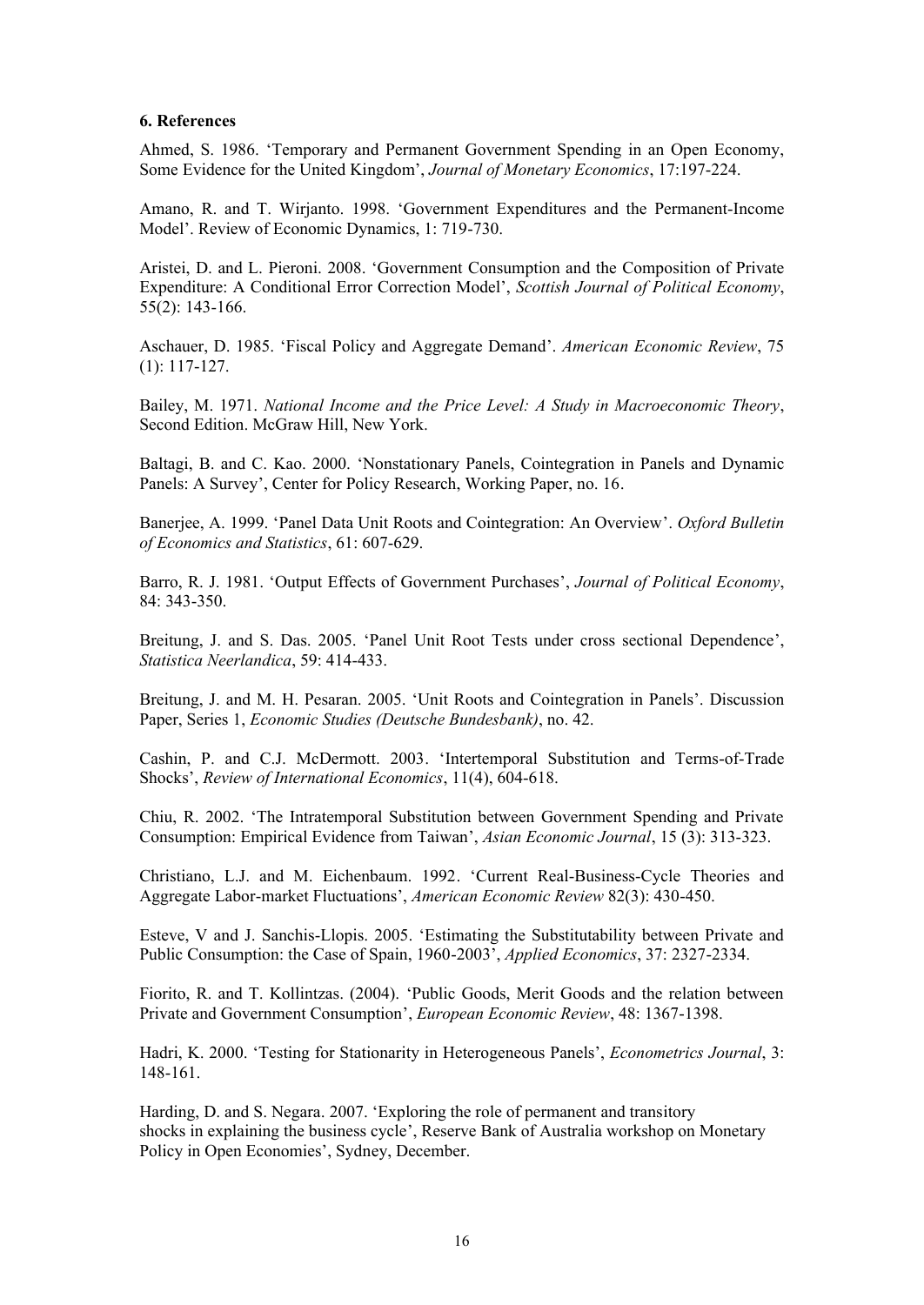### 6. References

Ahmed, S. 1986. 'Temporary and Permanent Government Spending in an Open Economy, Some Evidence for the United Kingdom', *Journal of Monetary Economics*, 17:197-224.

Amano, R. and T. Wirjanto. 1998. 'Government Expenditures and the Permanent-Income Model'. Review of Economic Dynamics, 1: 719-730.

Aristei, D. and L. Pieroni. 2008. 'Government Consumption and the Composition of Private Expenditure: A Conditional Error Correction Model', *Scottish Journal of Political Economy*, 55(2): 143-166.

Aschauer, D. 1985. 'Fiscal Policy and Aggregate Demand'. *American Economic Review*, 75 (1): 117-127.

Bailey, M. 1971. *National Income and the Price Level: A Study in Macroeconomic Theory*, Second Edition. McGraw Hill, New York.

Baltagi, B. and C. Kao. 2000. 'Nonstationary Panels, Cointegration in Panels and Dynamic Panels: A Survey', Center for Policy Research, Working Paper, no. 16.

Banerjee, A. 1999. 'Panel Data Unit Roots and Cointegration: An Overview'. *Oxford Bulletin of Economics and Statistics*, 61: 607-629.

Barro, R. J. 1981. 'Output Effects of Government Purchases', *Journal of Political Economy*, 84: 343-350.

Breitung, J. and S. Das. 2005. 'Panel Unit Root Tests under cross sectional Dependence', *Statistica Neerlandica*, 59: 414-433.

Breitung, J. and M. H. Pesaran. 2005. 'Unit Roots and Cointegration in Panels'. Discussion Paper, Series 1, *Economic Studies (Deutsche Bundesbank)*, no. 42.

Cashin, P. and C.J. McDermott. 2003. 'Intertemporal Substitution and Terms-of-Trade Shocks', *Review of International Economics*, 11(4), 604-618.

Chiu, R. 2002. 'The Intratemporal Substitution between Government Spending and Private Consumption: Empirical Evidence from Taiwan', *Asian Economic Journal*, 15 (3): 313-323.

Christiano, L.J. and M. Eichenbaum. 1992. 'Current Real-Business-Cycle Theories and Aggregate Labor-market Fluctuations', *American Economic Review* 82(3): 430-450.

Esteve, V and J. Sanchis-Llopis. 2005. 'Estimating the Substitutability between Private and Public Consumption: the Case of Spain, 1960-2003', *Applied Economics*, 37: 2327-2334.

Fiorito, R. and T. Kollintzas. (2004). 'Public Goods, Merit Goods and the relation between Private and Government Consumption', *European Economic Review*, 48: 1367-1398.

Hadri, K. 2000. 'Testing for Stationarity in Heterogeneous Panels', *Econometrics Journal*, 3: 148-161.

Harding, D. and S. Negara. 2007. 'Exploring the role of permanent and transitory shocks in explaining the business cycle', Reserve Bank of Australia workshop on Monetary Policy in Open Economies', Sydney, December.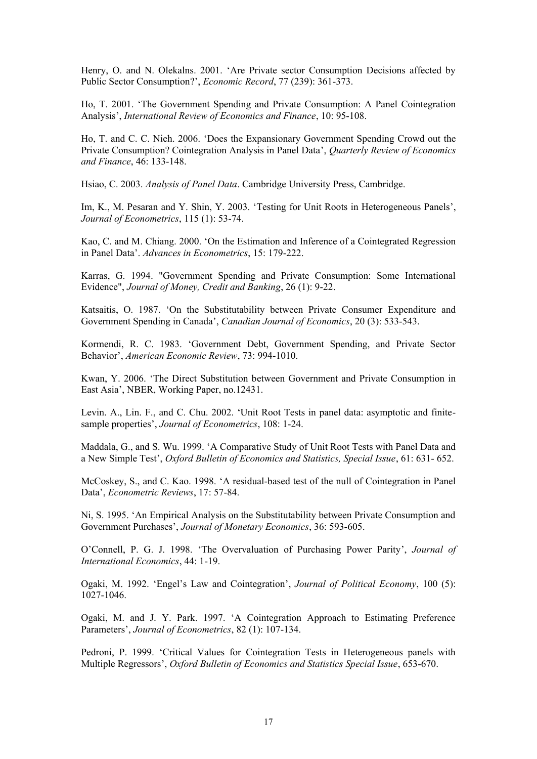Henry, O. and N. Olekalns. 2001. 'Are Private sector Consumption Decisions affected by Public Sector Consumption?', *Economic Record*, 77 (239): 361-373.

Ho, T. 2001. 'The Government Spending and Private Consumption: A Panel Cointegration Analysis', *International Review of Economics and Finance*, 10: 95-108.

Ho, T. and C. C. Nieh. 2006. 'Does the Expansionary Government Spending Crowd out the Private Consumption? Cointegration Analysis in Panel Data', *Quarterly Review of Economics and Finance*, 46: 133-148.

Hsiao, C. 2003. *Analysis of Panel Data*. Cambridge University Press, Cambridge.

Im, K., M. Pesaran and Y. Shin, Y. 2003. 'Testing for Unit Roots in Heterogeneous Panels', *Journal of Econometrics*, 115 (1): 53-74.

Kao, C. and M. Chiang. 2000. 'On the Estimation and Inference of a Cointegrated Regression in Panel Data'. *Advances in Econometrics*, 15: 179-222.

Karras, G. 1994. "Government Spending and Private Consumption: Some International Evidence", *Journal of Money, Credit and Banking*, 26 (1): 9-22.

Katsaitis, O. 1987. 'On the Substitutability between Private Consumer Expenditure and Government Spending in Canada', *Canadian Journal of Economics*, 20 (3): 533-543.

Kormendi, R. C. 1983. 'Government Debt, Government Spending, and Private Sector Behavior', *American Economic Review*, 73: 994-1010.

Kwan, Y. 2006. 'The Direct Substitution between Government and Private Consumption in East Asia', NBER, Working Paper, no.12431.

Levin. A., Lin. F., and C. Chu. 2002. 'Unit Root Tests in panel data: asymptotic and finite-sample properties', *Journal of Econometrics*, 108: 1-24.

Maddala, G., and S. Wu. 1999. 'A Comparative Study of Unit Root Tests with Panel Data and a New Simple Test', *Oxford Bulletin of Economics and Statistics, Special Issue*, 61: 631- 652.

McCoskey, S., and C. Kao. 1998. 'A residual-based test of the null of Cointegration in Panel Data', *Econometric Reviews*, 17: 57-84.

Ni, S. 1995. 'An Empirical Analysis on the Substitutability between Private Consumption and Government Purchases', *Journal of Monetary Economics*, 36: 593-605.

O'Connell, P. G. J. 1998. 'The Overvaluation of Purchasing Power Parity', *Journal of International Economics*, 44: 1-19.

Ogaki, M. 1992. 'Engel's Law and Cointegration', *Journal of Political Economy*, 100 (5): 1027-1046.

Ogaki, M. and J. Y. Park. 1997. 'A Cointegration Approach to Estimating Preference Parameters', *Journal of Econometrics*, 82 (1): 107-134.

Pedroni, P. 1999. 'Critical Values for Cointegration Tests in Heterogeneous panels with Multiple Regressors', *Oxford Bulletin of Economics and Statistics Special Issue*, 653-670.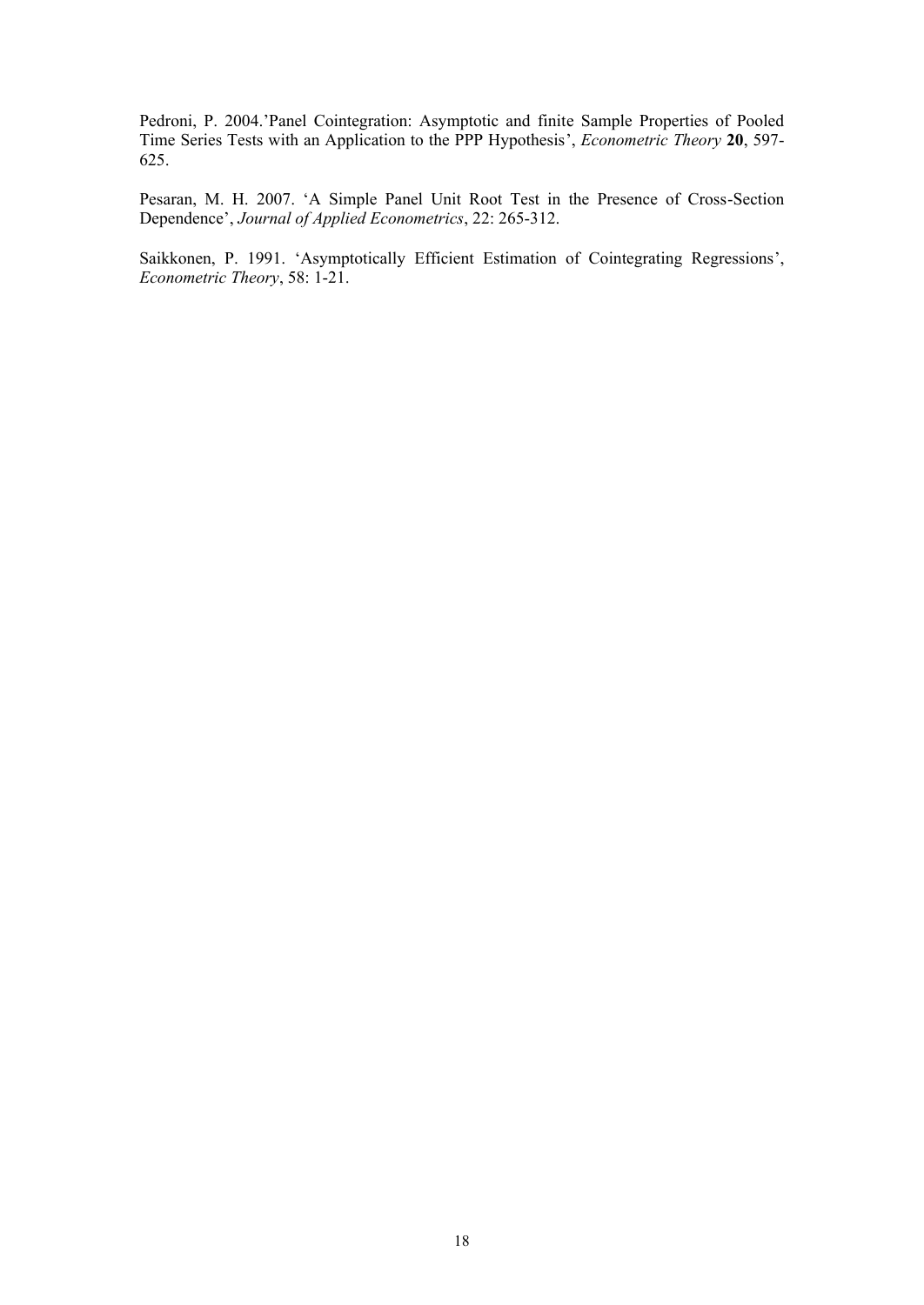Pedroni, P. 2004.'Panel Cointegration: Asymptotic and finite Sample Properties of Pooled Time Series Tests with an Application to the PPP Hypothesis', *Econometric Theory* **20**, 597-625.

Pesaran, M. H. 2007. 'A Simple Panel Unit Root Test in the Presence of Cross-Section Dependence', *Journal of Applied Econometrics*, 22: 265-312.

Saikkonen, P. 1991. 'Asymptotically Efficient Estimation of Cointegrating Regressions', *Econometric Theory*, 58: 1-21.